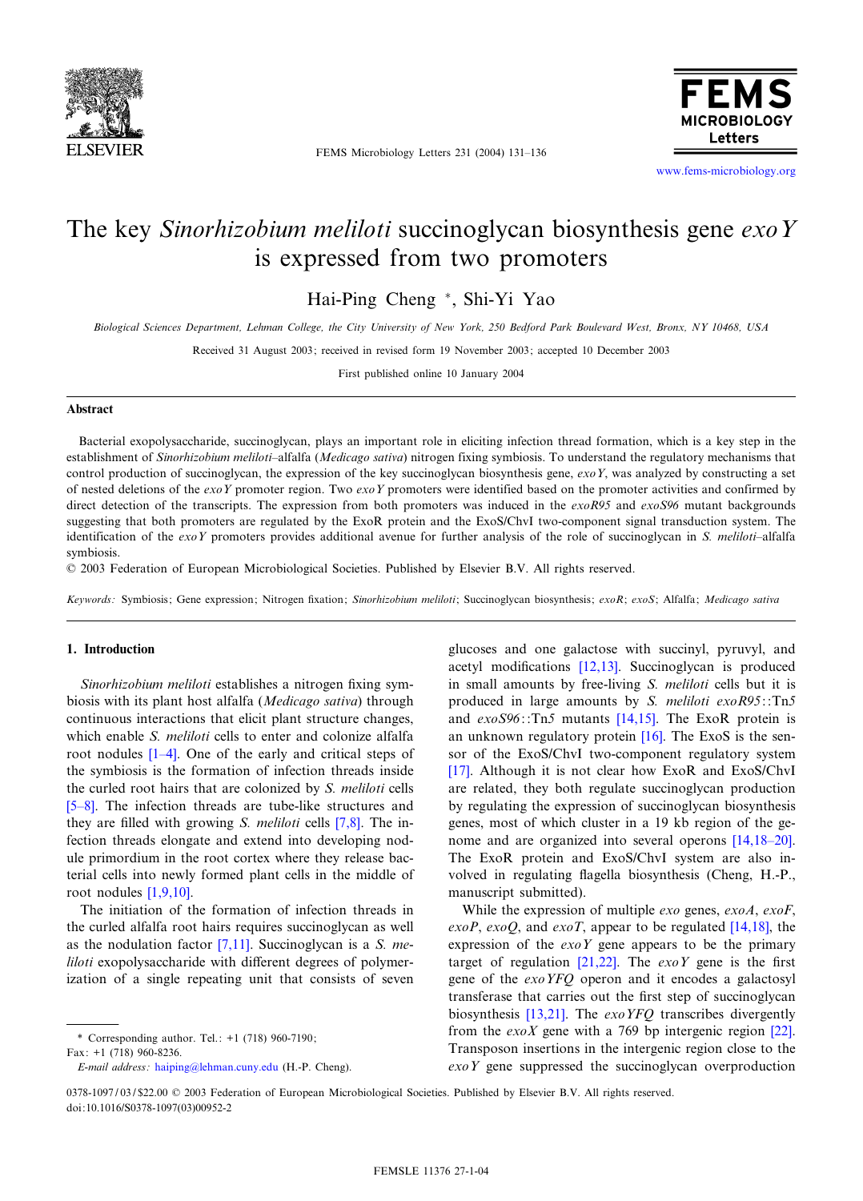# The key *Sinorhizobium meliloti* succinoglycan biosynthesis gene *exoY* is expressed from two promoters

Hai-Ping Cheng *, Shi-Yi Yao

*Biological Sciences Department, Lehman College, the City University of New York, 250 Bedford Park Boulevard West, Bronx, NY 10468, USA*

Received 31 August 2003; received in revised form 19 November 2003; accepted 10 December 2003

First published online 10 January 2004

## Abstract

Bacterial exopolysaccharide, succinoglycan, plays an important role in eliciting infection thread formation, which is a key step in the establishment of *Sinorhizobium meliloti*–alfalfa (*Medicago sativa*) nitrogen fixing symbiosis. To understand the regulatory mechanisms that control production of succinoglycan, the expression of the key succinoglycan biosynthesis gene, *exoY*, was analyzed by constructing a set of nested deletions of the *exoY* promoter region. Two *exoY* promoters were identified based on the promoter activities and confirmed by direct detection of the transcripts. The expression from both promoters was induced in the *exoR95* and *exoS96* mutant backgrounds suggesting that both promoters are regulated by the ExoR protein and the ExoS/ChvI two-component signal transduction system. The identification of the *exoY* promoters provides additional avenue for further analysis of the role of succinoglycan in *S. meliloti*–alfalfa symbiosis.

© 2003 Federation of European Microbiological Societies. Published by Elsevier B.V. All rights reserved.

*Keywords:* Symbiosis; Gene expression; Nitrogen fixation; *Sinorhizobium meliloti*; Succinoglycan biosynthesis; *exoR*; *exoS*; Alfalfa; *Medicago sativa*

## 1. Introduction

*Sinorhizobium meliloti* establishes a nitrogen fixing symbiosis with its plant host alfalfa (*Medicago sativa*) through continuous interactions that elicit plant structure changes, which enable *S. meliloti* cells to enter and colonize alfalfa root nodules [1–4]. One of the early and critical steps of the symbiosis is the formation of infection threads inside the curled root hairs that are colonized by *S. meliloti* cells [5–8]. The infection threads are tube-like structures and they are filled with growing *S. meliloti* cells [7,8]. The infection threads elongate and extend into developing nodule primordium in the root cortex where they release bacterial cells into newly formed plant cells in the middle of root nodules [1,9,10].

The initiation of the formation of infection threads in the curled alfalfa root hairs requires succinoglycan as well as the nodulation factor [7,11]. Succinoglycan is a *S. meliloti* exopolysaccharide with different degrees of polymerization of a single repeating unit that consists of seven glucoses and one galactose with succinyl, pyruvyl, and acetyl modifications [12,13]. Succinoglycan is produced in small amounts by free-living *S. meliloti* cells but it is produced in large amounts by *S. meliloti exoR95*::Tn5 and *exoS96*::Tn5 mutants [14,15]. The ExoR protein is an unknown regulatory protein [16]. The ExoS is the sensor of the ExoS/ChvI two-component regulatory system [17]. Although it is not clear how ExoR and ExoS/ChvI are related, they both regulate succinoglycan production by regulating the expression of succinoglycan biosynthesis genes, most of which cluster in a 19 kb region of the genome and are organized into several operons [14,18–20]. The ExoR protein and ExoS/ChvI system are also involved in regulating flagella biosynthesis (Cheng, H.-P., manuscript submitted).

While the expression of multiple *exo* genes, *exoA*, *exoF*, *exoP*, *exoQ*, and *exoT*, appear to be regulated [14,18], the expression of the *exoY* gene appears to be the primary target of regulation [21,22]. The *exoY* gene is the first gene of the *exoYFQ* operon and it encodes a galactosyl transferase that carries out the first step of succinoglycan biosynthesis [13,21]. The *exoYFQ* transcribes divergently from the *exoX* gene with a 769 bp intergenic region [22]. Transposon insertions in the intergenic region close to the *exoY* gene suppressed the succinoglycan overproduction

\* Corresponding author. Tel.: +1 (718) 960-7190; Fax: +1 (718) 960-8236.
*E-mail address:* haiping@lehman.cuny.edu (H.-P. Cheng).

0378-1097/03/$22.00 © 2003 Federation of European Microbiological Societies. Published by Elsevier B.V. All rights reserved.
doi:10.1016/S0378-1097(03)00952-2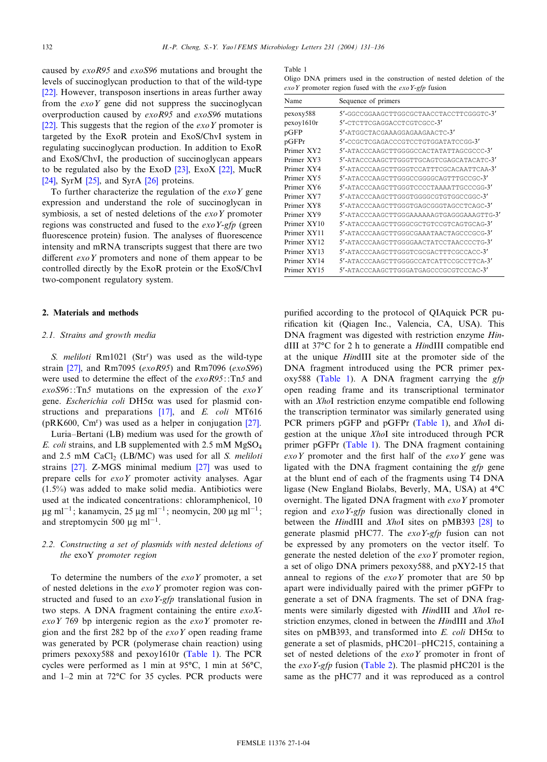caused by *exoR95* and *exoS96* mutations and brought the levels of succinoglycan production to that of the wild-type [22]. However, transposon insertions in areas further away from the *exoY* gene did not suppress the succinoglycan overproduction caused by *exoR95* and *exoS96* mutations [22]. This suggests that the region of the *exoY* promoter is targeted by the ExoR protein and ExoS/ChvI system in regulating succinoglycan production. In addition to ExoR and ExoS/ChvI, the production of succinoglycan appears to be regulated also by the ExoD [23], ExoX [22], MucR [24], SyrM [25], and SyrA [26] proteins.

To further characterize the regulation of the *exoY* gene expression and understand the role of succinoglycan in symbiosis, a set of nested deletions of the *exoY* promoter regions was constructed and fused to the *exoY-gfp* (green fluorescence protein) fusion. The analyses of fluorescence intensity and mRNA transcripts suggest that there are two different *exoY* promoters and none of them appear to be controlled directly by the ExoR protein or the ExoS/ChvI two-component regulatory system.

## 2. Materials and methods

### 2.1. Strains and growth media

*S. meliloti* Rm1021 (Str[r]) was used as the wild-type strain [27], and Rm7095 (*exoR95*) and Rm7096 (*exoS96*) were used to determine the effect of the *exoR95*::Tn*5* and *exoS96*::Tn*5* mutations on the expression of the *exoY* gene. *Escherichia coli* DH5α was used for plasmid constructions and preparations [17], and *E. coli* MT616 (pRK600, Cm[r]) was used as a helper in conjugation [27].

Luria–Bertani (LB) medium was used for the growth of *E. coli* strains, and LB supplemented with 2.5 mM $MgSO_4$ and 2.5 mM $CaCl_2$ (LB/MC) was used for all *S. meliloti* strains [27]. Z-MGS minimal medium [27] was used to prepare cells for *exoY* promoter activity analyses. Agar (1.5%) was added to make solid media. Antibiotics were used at the indicated concentrations: chloramphenicol, 10 μg $ml^{-1}$; kanamycin, 25 μg $ml^{-1}$; neomycin, 200 μg $ml^{-1}$; and streptomycin 500 μg $ml^{-1}$.

### 2.2. Constructing a set of plasmids with nested deletions of the exoY promoter region

To determine the numbers of the *exoY* promoter, a set of nested deletions in the *exoY* promoter region was constructed and fused to an *exoY-gfp* translational fusion in two steps. A DNA fragment containing the entire *exoX-exoY* 769 bp intergenic region as the *exoY* promoter region and the first 282 bp of the *exoY* open reading frame was generated by PCR (polymerase chain reaction) using primers pexoxy588 and pexoy1610r (Table 1). The PCR cycles were performed as 1 min at 95°C, 1 min at 56°C, and 1–2 min at 72°C for 35 cycles. PCR products were purified according to the protocol of QIAquick PCR purification kit (Qiagen Inc., Valencia, CA, USA). This DNA fragment was digested with restriction enzyme *Hin*dIII at 37°C for 2 h to generate a *Hin*dIII compatible end at the unique *Hin*dIII site at the promoter side of the DNA fragment introduced using the PCR primer pexoxy588 (Table 1). A DNA fragment carrying the *gfp* open reading frame and its transcriptional terminator with an *Xho*I restriction enzyme compatible end following the transcription terminator was similarly generated using PCR primers pGFP and pGFPr (Table 1), and *Xho*I digestion at the unique *Xho*I site introduced through PCR primer pGFPr (Table 1). The DNA fragment containing *exoY* promoter and the first half of the *exoY* gene was ligated with the DNA fragment containing the *gfp* gene at the blunt end of each of the fragments using T4 DNA ligase (New England Biolabs, Beverly, MA, USA) at 4°C overnight. The ligated DNA fragment with *exoY* promoter region and *exoY-gfp* fusion was directionally cloned in between the *Hin*dIII and *Xho*I sites on pMB393 [28] to generate plasmid pHC77. The *exoY-gfp* fusion can not be expressed by any promoters on the vector itself. To generate the nested deletion of the *exoY* promoter region, a set of oligo DNA primers pexoxy588, and pXY2-15 that anneal to regions of the *exoY* promoter that are 50 bp apart were individually paired with the primer pGFPr to generate a set of DNA fragments. The set of DNA fragments were similarly digested with *Hin*dIII and *Xho*I restriction enzymes, cloned in between the *Hin*dIII and *Xho*I sites on pMB393, and transformed into *E. coli* DH5α to generate a set of plasmids, pHC201–pHC215, containing a set of nested deletions of the *exoY* promoter in front of the *exoY-gfp* fusion (Table 2). The plasmid pHC201 is the same as the pHC77 and it was reproduced as a control

Table 1
Oligo DNA primers used in the construction of nested deletion of the *exoY* promoter region fused with the *exoY-gfp* fusion

| Name | Sequence of primers |
|---|---|
| pexoxy588 | 5′-GGCCGGAAGCTTGGCGCTAACCTACCTTCGGGTC-3′ |
| pexoy1610r | 5′-CTCTTCGAGGACCTCGTCGCC-3′ |
| pGFP | 5′-ATGGCTACGAAAGGAGAAGAACTC-3′ |
| pGFPr | 5′-CCGCTCGAGACCCGTCCTGTGGATATCCGG-3′ |
| Primer XY2 | 5′-ATACCCAAGCTTGGGGCCACTATATTAGCGCCC-3′ |
| Primer XY3 | 5′-ATACCCAAGCTTGGGTTGCAGTCGAGCATACATC-3′ |
| Primer XY4 | 5′-ATACCCAAGCTTGGGTCCATTTCGCACAATTCAA-3′ |
| Primer XY5 | 5′-ATACCCAAGCTTGGGCCGGGGCAGTTTGCCGC-3′ |
| Primer XY6 | 5′-ATACCCAAGCTTGGGTCCCCTAAAATTGCCCGG-3′ |
| Primer XY7 | 5′-ATACCCAAGCTTGGGTGGGGCGTGTGGCCGGC-3′ |
| Primer XY8 | 5′-ATACCCAAGCTTGGGTGAGCGGGTAGCCTCAGC-3′ |
| Primer XY9 | 5′-ATACCCAAGCTTGGGAAAAAAGTGAGGGAAAGTTG-3′ |
| Primer XY10 | 5′-ATACCCAAGCTTGGGCGCTGTCCGTCAGTGCAG-3′ |
| Primer XY11 | 5′-ATACCCAAGCTTGGGCGAAATAACTAGCCCGCG-3′ |
| Primer XY12 | 5′-ATACCCAAGCTTGGGGAACTATCCTAACCCCTG-3′ |
| Primer XY13 | 5′-ATACCCAAGCTTGGGTCGCGACTTTCGCCACC-3′ |
| Primer XY14 | 5′-ATACCCAAGCTTGGGGCCATCATTCCGCCTTCA-3′ |
| Primer XY15 | 5′-ATACCCAAGCTTGGGATGAGCCCGCGTCCCAC-3′ |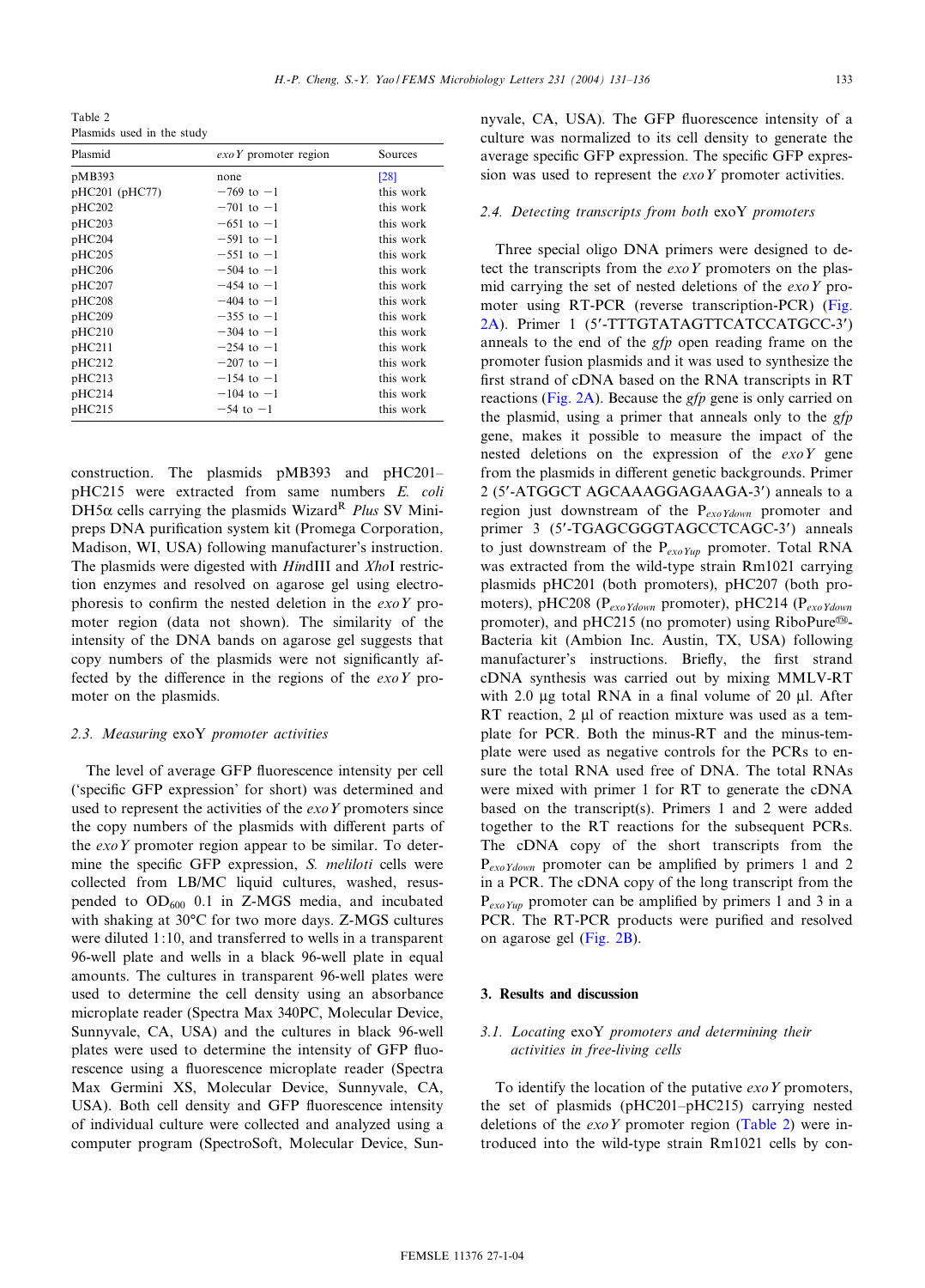Table 2
Plasmids used in the study

| Plasmid | *exoY* promoter region | Sources |
|---|---|---|
| pMB393 | none | [28] |
| pHC201 (pHC77) | −769 to −1 | this work |
| pHC202 | −701 to −1 | this work |
| pHC203 | −651 to −1 | this work |
| pHC204 | −591 to −1 | this work |
| pHC205 | −551 to −1 | this work |
| pHC206 | −504 to −1 | this work |
| pHC207 | −454 to −1 | this work |
| pHC208 | −404 to −1 | this work |
| pHC209 | −355 to −1 | this work |
| pHC210 | −304 to −1 | this work |
| pHC211 | −254 to −1 | this work |
| pHC212 | −207 to −1 | this work |
| pHC213 | −154 to −1 | this work |
| pHC214 | −104 to −1 | this work |
| pHC215 | −54 to −1 | this work |

construction. The plasmids pMB393 and pHC201–pHC215 were extracted from same numbers *E. coli* DH5α cells carrying the plasmids Wizard[R] *Plus* SV Minipreps DNA purification system kit (Promega Corporation, Madison, WI, USA) following manufacturer's instruction. The plasmids were digested with *Hin*dIII and *Xho*I restriction enzymes and resolved on agarose gel using electrophoresis to confirm the nested deletion in the *exoY* promoter region (data not shown). The similarity of the intensity of the DNA bands on agarose gel suggests that copy numbers of the plasmids were not significantly affected by the difference in the regions of the *exoY* promoter on the plasmids.

### *2.3. Measuring* exoY *promoter activities*

The level of average GFP fluorescence intensity per cell ('specific GFP expression' for short) was determined and used to represent the activities of the *exoY* promoters since the copy numbers of the plasmids with different parts of the *exoY* promoter region appear to be similar. To determine the specific GFP expression, *S. meliloti* cells were collected from LB/MC liquid cultures, washed, resuspended to $OD_{600}$ 0.1 in Z-MGS media, and incubated with shaking at 30°C for two more days. Z-MGS cultures were diluted 1:10, and transferred to wells in a transparent 96-well plate and wells in a black 96-well plate in equal amounts. The cultures in transparent 96-well plates were used to determine the cell density using an absorbance microplate reader (Spectra Max 340PC, Molecular Device, Sunnyvale, CA, USA) and the cultures in black 96-well plates were used to determine the intensity of GFP fluorescence using a fluorescence microplate reader (Spectra Max Germini XS, Molecular Device, Sunnyvale, CA, USA). Both cell density and GFP fluorescence intensity of individual culture were collected and analyzed using a computer program (SpectroSoft, Molecular Device, Sunnyvale, CA, USA). The GFP fluorescence intensity of a culture was normalized to its cell density to generate the average specific GFP expression. The specific GFP expression was used to represent the *exoY* promoter activities.

### *2.4. Detecting transcripts from both* exoY *promoters*

Three special oligo DNA primers were designed to detect the transcripts from the *exoY* promoters on the plasmid carrying the set of nested deletions of the *exoY* promoter using RT-PCR (reverse transcription-PCR) (Fig. 2A). Primer 1 (5′-TTTGTATAGTTCATCCATGCC-3′) anneals to the end of the *gfp* open reading frame on the promoter fusion plasmids and it was used to synthesize the first strand of cDNA based on the RNA transcripts in RT reactions (Fig. 2A). Because the *gfp* gene is only carried on the plasmid, using a primer that anneals only to the *gfp* gene, makes it possible to measure the impact of the nested deletions on the expression of the *exoY* gene from the plasmids in different genetic backgrounds. Primer 2 (5′-ATGGCT AGCAAAGGAGAAGA-3′) anneals to a region just downstream of the $P_{exoYdown}$ promoter and primer 3 (5′-TGAGCGGGTAGCCTCAGC-3′) anneals to just downstream of the $P_{exoYup}$ promoter. Total RNA was extracted from the wild-type strain Rm1021 carrying plasmids pHC201 (both promoters), pHC207 (both promoters), pHC208 ($P_{exoYdown}$ promoter), pHC214 ($P_{exoYdown}$ promoter), and pHC215 (no promoter) using RiboPure™-Bacteria kit (Ambion Inc. Austin, TX, USA) following manufacturer's instructions. Briefly, the first strand cDNA synthesis was carried out by mixing MMLV-RT with 2.0 μg total RNA in a final volume of 20 μl. After RT reaction, 2 μl of reaction mixture was used as a template for PCR. Both the minus-RT and the minus-template were used as negative controls for the PCRs to ensure the total RNA used free of DNA. The total RNAs were mixed with primer 1 for RT to generate the cDNA based on the transcript(s). Primers 1 and 2 were added together to the RT reactions for the subsequent PCRs. The cDNA copy of the short transcripts from the $P_{exoYdown}$ promoter can be amplified by primers 1 and 2 in a PCR. The cDNA copy of the long transcript from the $P_{exoYup}$ promoter can be amplified by primers 1 and 3 in a PCR. The RT-PCR products were purified and resolved on agarose gel (Fig. 2B).

## 3. Results and discussion

### *3.1. Locating* exoY *promoters and determining their activities in free-living cells*

To identify the location of the putative *exoY* promoters, the set of plasmids (pHC201–pHC215) carrying nested deletions of the *exoY* promoter region (Table 2) were introduced into the wild-type strain Rm1021 cells by con-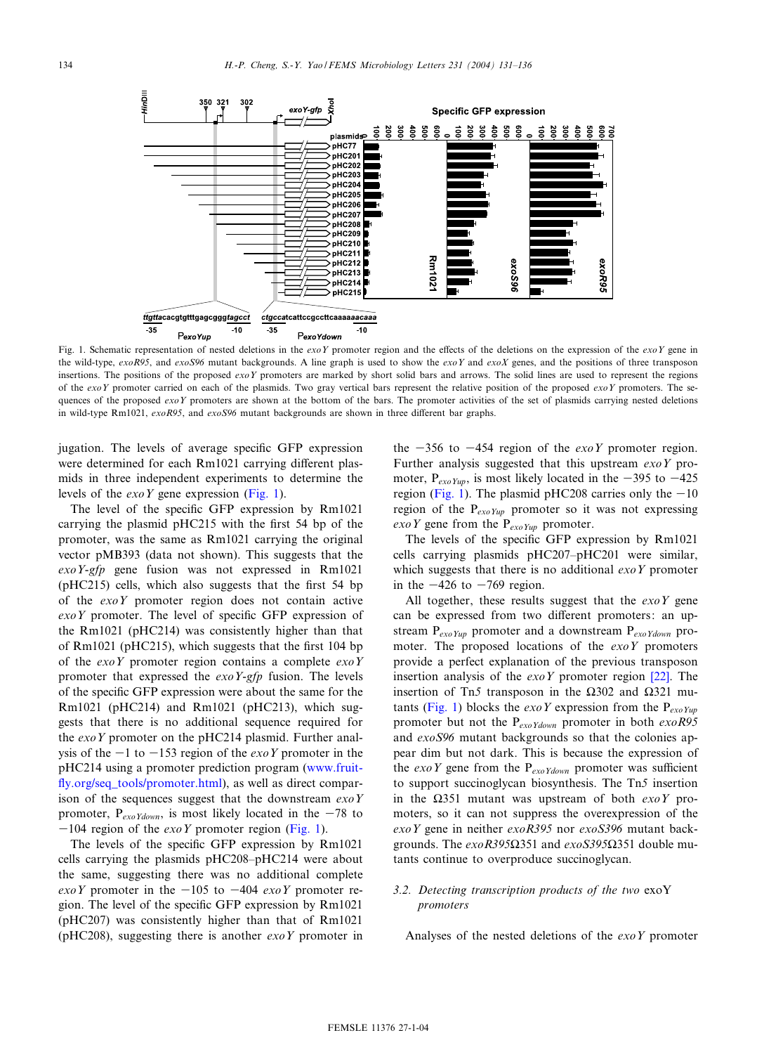Fig. 1. Schematic representation of nested deletions in the *exoY* promoter region and the effects of the deletions on the expression of the *exoY* gene in the wild-type, *exoR95*, and *exoS96* mutant backgrounds. A line graph is used to show the *exoY* and *exoX* genes, and the positions of three transposon insertions. The positions of the proposed *exoY* promoters are marked by short solid bars and arrows. The solid lines are used to represent the regions of the *exoY* promoter carried on each of the plasmids. Two gray vertical bars represent the relative position of the proposed *exoY* promoters. The sequences of the proposed *exoY* promoters are shown at the bottom of the bars. The promoter activities of the set of plasmids carrying nested deletions in wild-type Rm1021, *exoR95*, and *exoS96* mutant backgrounds are shown in three different bar graphs.

jugation. The levels of average specific GFP expression were determined for each Rm1021 carrying different plasmids in three independent experiments to determine the levels of the *exoY* gene expression (Fig. 1).

The level of the specific GFP expression by Rm1021 carrying the plasmid pHC215 with the first 54 bp of the promoter, was the same as Rm1021 carrying the original vector pMB393 (data not shown). This suggests that the *exoY-gfp* gene fusion was not expressed in Rm1021 (pHC215) cells, which also suggests that the first 54 bp of the *exoY* promoter region does not contain active *exoY* promoter. The level of specific GFP expression of the Rm1021 (pHC214) was consistently higher than that of Rm1021 (pHC215), which suggests that the first 104 bp of the *exoY* promoter region contains a complete *exoY* promoter that expressed the *exoY-gfp* fusion. The levels of the specific GFP expression were about the same for the Rm1021 (pHC214) and Rm1021 (pHC213), which suggests that there is no additional sequence required for the *exoY* promoter on the pHC214 plasmid. Further analysis of the −1 to −153 region of the *exoY* promoter in the pHC214 using a promoter prediction program (www.fruitfly.org/seq_tools/promoter.html), as well as direct comparison of the sequences suggest that the downstream *exoY* promoter, $P_{exoYdown}$, is most likely located in the −78 to −104 region of the *exoY* promoter region (Fig. 1).

The levels of the specific GFP expression by Rm1021 cells carrying the plasmids pHC208–pHC214 were about the same, suggesting there was no additional complete *exoY* promoter in the −105 to −404 *exoY* promoter region. The level of the specific GFP expression by Rm1021 (pHC207) was consistently higher than that of Rm1021 (pHC208), suggesting there is another *exoY* promoter in the −356 to −454 region of the *exoY* promoter region. Further analysis suggested that this upstream *exoY* promoter, $P_{exoYup}$, is most likely located in the −395 to −425 region (Fig. 1). The plasmid pHC208 carries only the −10 region of the $P_{exoYup}$ promoter so it was not expressing *exoY* gene from the $P_{exoYup}$ promoter.

The levels of the specific GFP expression by Rm1021 cells carrying plasmids pHC207–pHC201 were similar, which suggests that there is no additional *exoY* promoter in the −426 to −769 region.

All together, these results suggest that the *exoY* gene can be expressed from two different promoters: an upstream $P_{exoYup}$ promoter and a downstream $P_{exoYdown}$ promoter. The proposed locations of the *exoY* promoters provide a perfect explanation of the previous transposon insertion analysis of the *exoY* promoter region [22]. The insertion of Tn*5* transposon in the Ω302 and Ω321 mutants (Fig. 1) blocks the *exoY* expression from the $P_{exoYup}$ promoter but not the $P_{exoYdown}$ promoter in both *exoR95* and *exoS96* mutant backgrounds so that the colonies appear dim but not dark. This is because the expression of the *exoY* gene from the $P_{exoYdown}$ promoter was sufficient to support succinoglycan biosynthesis. The Tn*5* insertion in the Ω351 mutant was upstream of both *exoY* promoters, so it can not suppress the overexpression of the *exoY* gene in neither *exoR395* nor *exoS396* mutant backgrounds. The *exoR395*Ω351 and *exoS395*Ω351 double mutants continue to overproduce succinoglycan.

### 3.2. Detecting transcription products of the two exoY promoters

Analyses of the nested deletions of the *exoY* promoter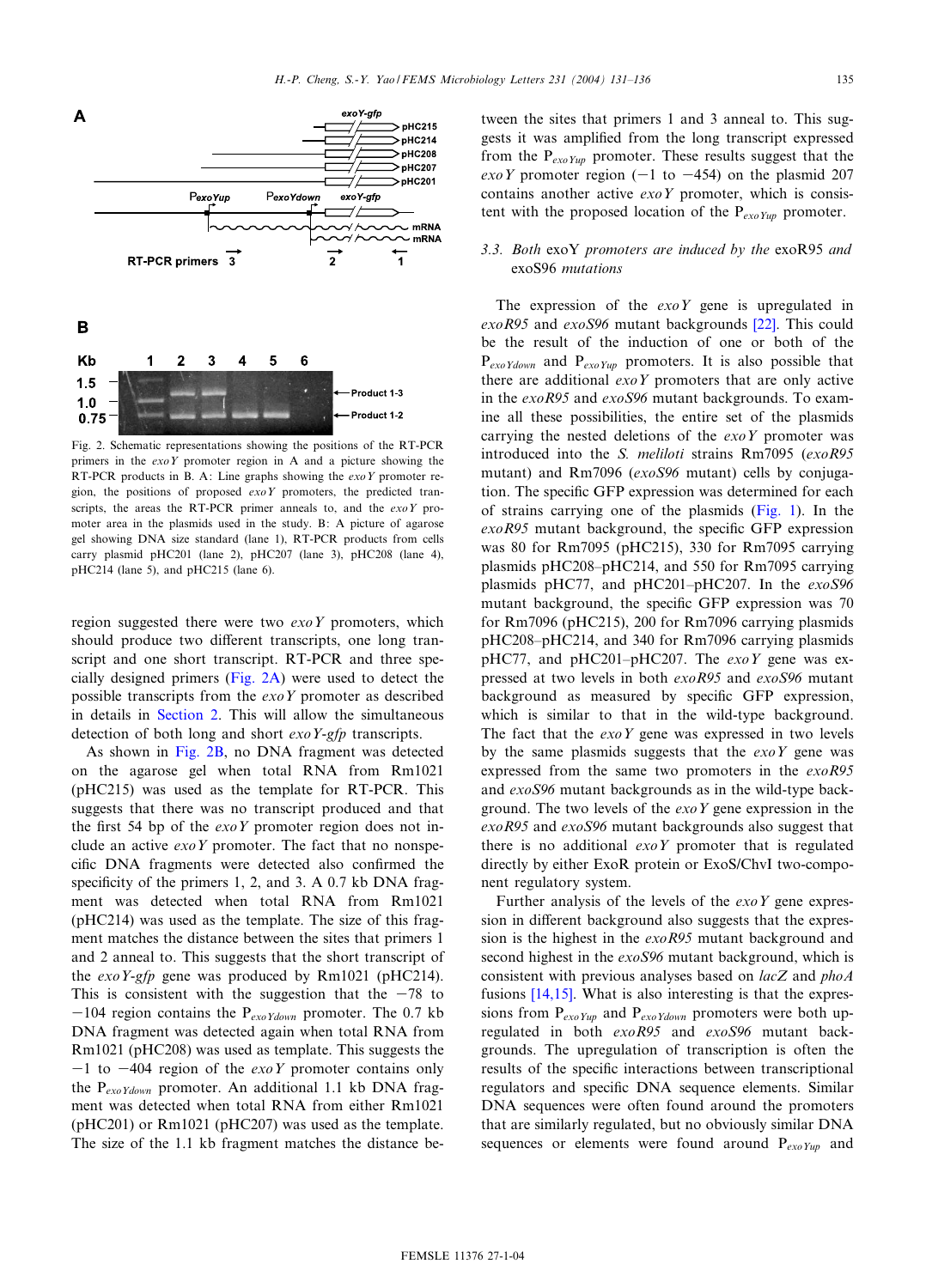Fig. 2. Schematic representations showing the positions of the RT-PCR primers in the *exoY* promoter region in A and a picture showing the RT-PCR products in B. A: Line graphs showing the *exoY* promoter region, the positions of proposed *exoY* promoters, the predicted transcripts, the areas that the RT-PCR primer anneals to, and the *exoY* promoter area in the plasmids used in the study. B: A picture of agarose gel showing DNA size standard (lane 1), RT-PCR products from cells carry plasmid pHC201 (lane 2), pHC207 (lane 3), pHC208 (lane 4), pHC214 (lane 5), and pHC215 (lane 6).

region suggested there were two *exoY* promoters, which should produce two different transcripts, one long transcript and one short transcript. RT-PCR and three specially designed primers (Fig. 2A) were used to detect the possible transcripts from the *exoY* promoter as described in details in Section 2. This will allow the simultaneous detection of both long and short *exoY-gfp* transcripts.

As shown in Fig. 2B, no DNA fragment was detected on the agarose gel when total RNA from Rm1021 (pHC215) was used as the template for RT-PCR. This suggests that there was no transcript produced and that the first 54 bp of the *exoY* promoter region does not include an active *exoY* promoter. The fact that no nonspecific DNA fragments were detected also confirmed the specificity of the primers 1, 2, and 3. A 0.7 kb DNA fragment was detected when total RNA from Rm1021 (pHC214) was used as the template. The size of this fragment matches the distance between the sites that primers 1 and 2 anneal to. This suggests that the short transcript of the *exoY-gfp* gene was produced by Rm1021 (pHC214). This is consistent with the suggestion that the −78 to −104 region contains the $P_{exoYdown}$ promoter. The 0.7 kb DNA fragment was detected again when total RNA from Rm1021 (pHC208) was used as template. This suggests the −1 to −404 region of the *exoY* promoter contains only the $P_{exoYdown}$ promoter. An additional 1.1 kb DNA fragment was detected when total RNA from either Rm1021 (pHC201) or Rm1021 (pHC207) was used as the template. The size of the 1.1 kb fragment matches the distance between the sites that primers 1 and 3 anneal to. This suggests it was amplified from the long transcript expressed from the $P_{exoYup}$ promoter. These results suggest that the *exoY* promoter region (−1 to −454) on the plasmid 207 contains another active *exoY* promoter, which is consistent with the proposed location of the $P_{exoYup}$ promoter.

### 3.3. Both exoY promoters are induced by the exoR95 and exoS96 mutations

The expression of the *exoY* gene is upregulated in *exoR95* and *exoS96* mutant backgrounds [22]. This could be the result of the induction of one or both of the $P_{exoYdown}$ and $P_{exoYup}$ promoters. It is also possible that there are additional *exoY* promoters that are only active in the *exoR95* and *exoS96* mutant backgrounds. To examine all these possibilities, the entire set of the plasmids carrying the nested deletions of the *exoY* promoter was introduced into the *S. meliloti* strains Rm7095 (*exoR95* mutant) and Rm7096 (*exoS96* mutant) cells by conjugation. The specific GFP expression was determined for each of strains carrying one of the plasmids (Fig. 1). In the *exoR95* mutant background, the specific GFP expression was 80 for Rm7095 (pHC215), 330 for Rm7095 carrying plasmids pHC208–pHC214, and 550 for Rm7095 carrying plasmids pHC77, and pHC201–pHC207. In the *exoS96* mutant background, the specific GFP expression was 70 for Rm7096 (pHC215), 200 for Rm7096 carrying plasmids pHC208–pHC214, and 340 for Rm7096 carrying plasmids pHC77, and pHC201–pHC207. The *exoY* gene was expressed at two levels in both *exoR95* and *exoS96* mutant background as measured by specific GFP expression, which is similar to that in the wild-type background. The fact that the *exoY* gene was expressed in two levels by the same plasmids suggests that the *exoY* gene was expressed from the same two promoters in the *exoR95* and *exoS96* mutant backgrounds as in the wild-type background. The two levels of the *exoY* gene expression in the *exoR95* and *exoS96* mutant backgrounds also suggest that there is no additional *exoY* promoter that is regulated directly by either ExoR protein or ExoS/ChvI two-component regulatory system.

Further analysis of the levels of the *exoY* gene expression in different background also suggests that the expression is the highest in the *exoR95* mutant background and second highest in the *exoS96* mutant background, which is consistent with previous analyses based on *lacZ* and *phoA* fusions [14,15]. What is also interesting is that the expressions from $P_{exoYup}$ and $P_{exoYdown}$ promoters were both upregulated in both *exoR95* and *exoS96* mutant backgrounds. The upregulation of transcription is often the results of the specific interactions between transcriptional regulators and specific DNA sequence elements. Similar DNA sequences were often found around the promoters that are similarly regulated, but no obviously similar DNA sequences or elements were found around $P_{exoYup}$ and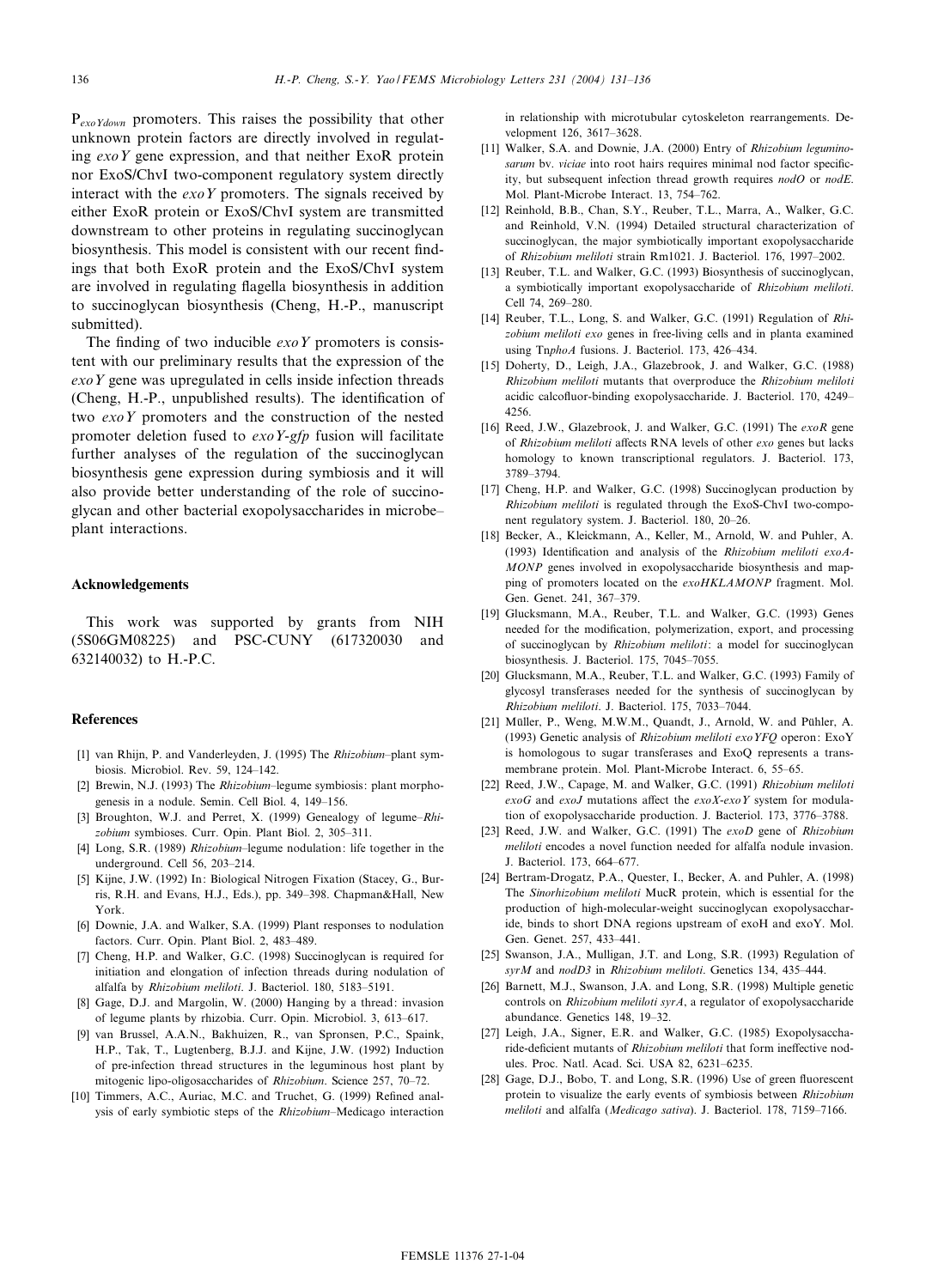$P_{exoYdown}$ promoters. This raises the possibility that other unknown protein factors are directly involved in regulating *exoY* gene expression, and that neither ExoR protein nor ExoS/ChvI two-component regulatory system directly interact with the *exoY* promoters. The signals received by either ExoR protein or ExoS/ChvI system are transmitted downstream to other proteins in regulating succinoglycan biosynthesis. This model is consistent with our recent findings that both ExoR protein and the ExoS/ChvI system are involved in regulating flagella biosynthesis in addition to succinoglycan biosynthesis (Cheng, H.-P., manuscript submitted).

The finding of two inducible *exoY* promoters is consistent with our preliminary results that the expression of the *exoY* gene was upregulated in cells inside infection threads (Cheng, H.-P., unpublished results). The identification of two *exoY* promoters and the construction of the nested promoter deletion fused to *exoY*-*gfp* fusion will facilitate further analyses of the regulation of the succinoglycan biosynthesis gene expression during symbiosis and it will also provide better understanding of the role of succinoglycan and other bacterial exopolysaccharides in microbe–plant interactions.

## Acknowledgements

This work was supported by grants from NIH (5S06GM08225) and PSC-CUNY (617320030 and 632140032) to H.-P.C.

## References

[1] van Rhijn, P. and Vanderleyden, J. (1995) The *Rhizobium*–plant symbiosis. Microbiol. Rev. 59, 124–142.

[2] Brewin, N.J. (1993) The *Rhizobium*–legume symbiosis: plant morphogenesis in a nodule. Semin. Cell Biol. 4, 149–156.

[3] Broughton, W.J. and Perret, X. (1999) Genealogy of legume–*Rhizobium* symbioses. Curr. Opin. Plant Biol. 2, 305–311.

[4] Long, S.R. (1989) *Rhizobium*–legume nodulation: life together in the underground. Cell 56, 203–214.

[5] Kijne, J.W. (1992) In: Biological Nitrogen Fixation (Stacey, G., Burris, R.H. and Evans, H.J., Eds.), pp. 349–398. Chapman&Hall, New York.

[6] Downie, J.A. and Walker, S.A. (1999) Plant responses to nodulation factors. Curr. Opin. Plant Biol. 2, 483–489.

[7] Cheng, H.P. and Walker, G.C. (1998) Succinoglycan is required for initiation and elongation of infection threads during nodulation of alfalfa by *Rhizobium meliloti*. J. Bacteriol. 180, 5183–5191.

[8] Gage, D.J. and Margolin, W. (2000) Hanging by a thread: invasion of legume plants by rhizobia. Curr. Opin. Microbiol. 3, 613–617.

[9] van Brussel, A.A.N., Bakhuizen, R., van Spronsen, P.C., Spaink, H.P., Tak, T., Lugtenberg, B.J.J. and Kijne, J.W. (1992) Induction of pre-infection thread structures in the leguminous host plant by mitogenic lipo-oligosaccharides of *Rhizobium*. Science 257, 70–72.

[10] Timmers, A.C., Auriac, M.C. and Truchet, G. (1999) Refined analysis of early symbiotic steps of the *Rhizobium*–Medicago interaction in relationship with microtubular cytoskeleton rearrangements. Development 126, 3617–3628.

[11] Walker, S.A. and Downie, J.A. (2000) Entry of *Rhizobium leguminosarum* bv. *viciae* into root hairs requires minimal nod factor specificity, but subsequent infection thread growth requires *nodO* or *nodE*. Mol. Plant-Microbe Interact. 13, 754–762.

[12] Reinhold, B.B., Chan, S.Y., Reuber, T.L., Marra, A., Walker, G.C. and Reinhold, V.N. (1994) Detailed structural characterization of succinoglycan, the major symbiotically important exopolysaccharide of *Rhizobium meliloti* strain Rm1021. J. Bacteriol. 176, 1997–2002.

[13] Reuber, T.L. and Walker, G.C. (1993) Biosynthesis of succinoglycan, a symbiotically important exopolysaccharide of *Rhizobium meliloti*. Cell 74, 269–280.

[14] Reuber, T.L., Long, S. and Walker, G.C. (1991) Regulation of *Rhizobium meliloti exo* genes in free-living cells and in planta examined using Tn*phoA* fusions. J. Bacteriol. 173, 426–434.

[15] Doherty, D., Leigh, J.A., Glazebrook, J. and Walker, G.C. (1988) *Rhizobium meliloti* mutants that overproduce the *Rhizobium meliloti* acidic calcofluor-binding exopolysaccharide. J. Bacteriol. 170, 4249–4256.

[16] Reed, J.W., Glazebrook, J. and Walker, G.C. (1991) The *exoR* gene of *Rhizobium meliloti* affects RNA levels of other *exo* genes but lacks homology to known transcriptional regulators. J. Bacteriol. 173, 3789–3794.

[17] Cheng, H.P. and Walker, G.C. (1998) Succinoglycan production by *Rhizobium meliloti* is regulated through the ExoS-ChvI two-component regulatory system. J. Bacteriol. 180, 20–26.

[18] Becker, A., Kleickmann, A., Keller, M., Arnold, W. and Puhler, A. (1993) Identification and analysis of the *Rhizobium meliloti exoAMONP* genes involved in exopolysaccharide biosynthesis and mapping of promoters located on the *exoHKLAMONP* fragment. Mol. Gen. Genet. 241, 367–379.

[19] Glucksmann, M.A., Reuber, T.L. and Walker, G.C. (1993) Genes needed for the modification, polymerization, export, and processing of succinoglycan by *Rhizobium meliloti*: a model for succinoglycan biosynthesis. J. Bacteriol. 175, 7045–7055.

[20] Glucksmann, M.A., Reuber, T.L. and Walker, G.C. (1993) Family of glycosyl transferases needed for the synthesis of succinoglycan by *Rhizobium meliloti*. J. Bacteriol. 175, 7033–7044.

[21] Müller, P., Weng, M.W.M., Quandt, J., Arnold, W. and Pühler, A. (1993) Genetic analysis of *Rhizobium meliloti exoYFQ* operon: ExoY is homologous to sugar transferases and ExoQ represents a transmembrane protein. Mol. Plant-Microbe Interact. 6, 55–65.

[22] Reed, J.W., Capage, M. and Walker, G.C. (1991) *Rhizobium meliloti exoG* and *exoJ* mutations affect the *exoX*-*exoY* system for modulation of exopolysaccharide production. J. Bacteriol. 173, 3776–3788.

[23] Reed, J.W. and Walker, G.C. (1991) The *exoD* gene of *Rhizobium meliloti* encodes a novel function needed for alfalfa nodule invasion. J. Bacteriol. 173, 664–677.

[24] Bertram-Drogatz, P.A., Quester, I., Becker, A. and Puhler, A. (1998) The *Sinorhizobium meliloti* MucR protein, which is essential for the production of high-molecular-weight succinoglycan exopolysaccharide, binds to short DNA regions upstream of exoH and exoY. Mol. Gen. Genet. 257, 433–441.

[25] Swanson, J.A., Mulligan, J.T. and Long, S.R. (1993) Regulation of *syrM* and *nodD3* in *Rhizobium meliloti*. Genetics 134, 435–444.

[26] Barnett, M.J., Swanson, J.A. and Long, S.R. (1998) Multiple genetic controls on *Rhizobium meliloti syrA*, a regulator of exopolysaccharide abundance. Genetics 148, 19–32.

[27] Leigh, J.A., Signer, E.R. and Walker, G.C. (1985) Exopolysaccharide-deficient mutants of *Rhizobium meliloti* that form ineffective nodules. Proc. Natl. Acad. Sci. USA 82, 6231–6235.

[28] Gage, D.J., Bobo, T. and Long, S.R. (1996) Use of green fluorescent protein to visualize the early events of symbiosis between *Rhizobium meliloti* and alfalfa (*Medicago sativa*). J. Bacteriol. 178, 7159–7166.